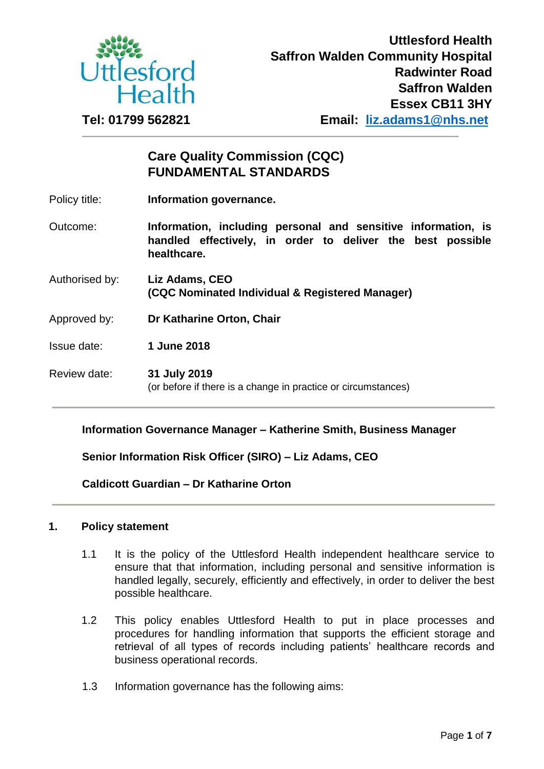**Uttlesford Health**
**Saffron Walden Community Hospital**
**Radwinter Road**
**Saffron Walden**
**Essex CB11 3HY**

**Tel: 01799 562821**

**Email: liz.adams1@nhs.net**

---

## Care Quality Commission (CQC) FUNDAMENTAL STANDARDS

Policy title: **Information governance.**

Outcome: **Information, including personal and sensitive information, is handled effectively, in order to deliver the best possible healthcare.**

Authorised by: **Liz Adams, CEO (CQC Nominated Individual & Registered Manager)**

Approved by: **Dr Katharine Orton, Chair**

Issue date: **1 June 2018**

Review date: **31 July 2019** (or before if there is a change in practice or circumstances)

---

**Information Governance Manager – Katherine Smith, Business Manager**

**Senior Information Risk Officer (SIRO) – Liz Adams, CEO**

**Caldicott Guardian – Dr Katharine Orton**

---

### 1. Policy statement

1.1 It is the policy of the Uttlesford Health independent healthcare service to ensure that that information, including personal and sensitive information is handled legally, securely, efficiently and effectively, in order to deliver the best possible healthcare.

1.2 This policy enables Uttlesford Health to put in place processes and procedures for handling information that supports the efficient storage and retrieval of all types of records including patients' healthcare records and business operational records.

1.3 Information governance has the following aims: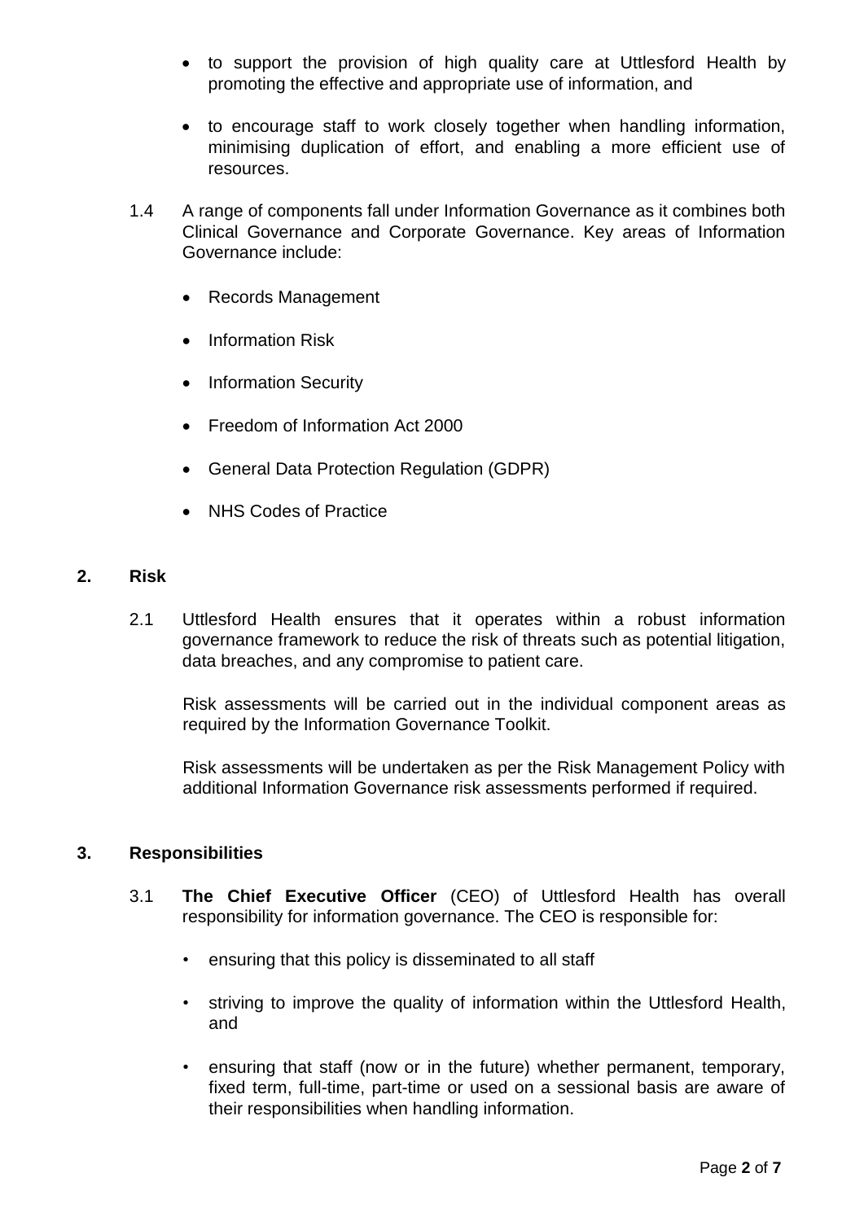- to support the provision of high quality care at Uttlesford Health by promoting the effective and appropriate use of information, and
- to encourage staff to work closely together when handling information, minimising duplication of effort, and enabling a more efficient use of resources.

1.4 A range of components fall under Information Governance as it combines both Clinical Governance and Corporate Governance. Key areas of Information Governance include:

- Records Management
- Information Risk
- Information Security
- Freedom of Information Act 2000
- General Data Protection Regulation (GDPR)
- NHS Codes of Practice

## 2. Risk

2.1 Uttlesford Health ensures that it operates within a robust information governance framework to reduce the risk of threats such as potential litigation, data breaches, and any compromise to patient care.

Risk assessments will be carried out in the individual component areas as required by the Information Governance Toolkit.

Risk assessments will be undertaken as per the Risk Management Policy with additional Information Governance risk assessments performed if required.

## 3. Responsibilities

3.1 **The Chief Executive Officer** (CEO) of Uttlesford Health has overall responsibility for information governance. The CEO is responsible for:

- ensuring that this policy is disseminated to all staff
- striving to improve the quality of information within the Uttlesford Health, and
- ensuring that staff (now or in the future) whether permanent, temporary, fixed term, full-time, part-time or used on a sessional basis are aware of their responsibilities when handling information.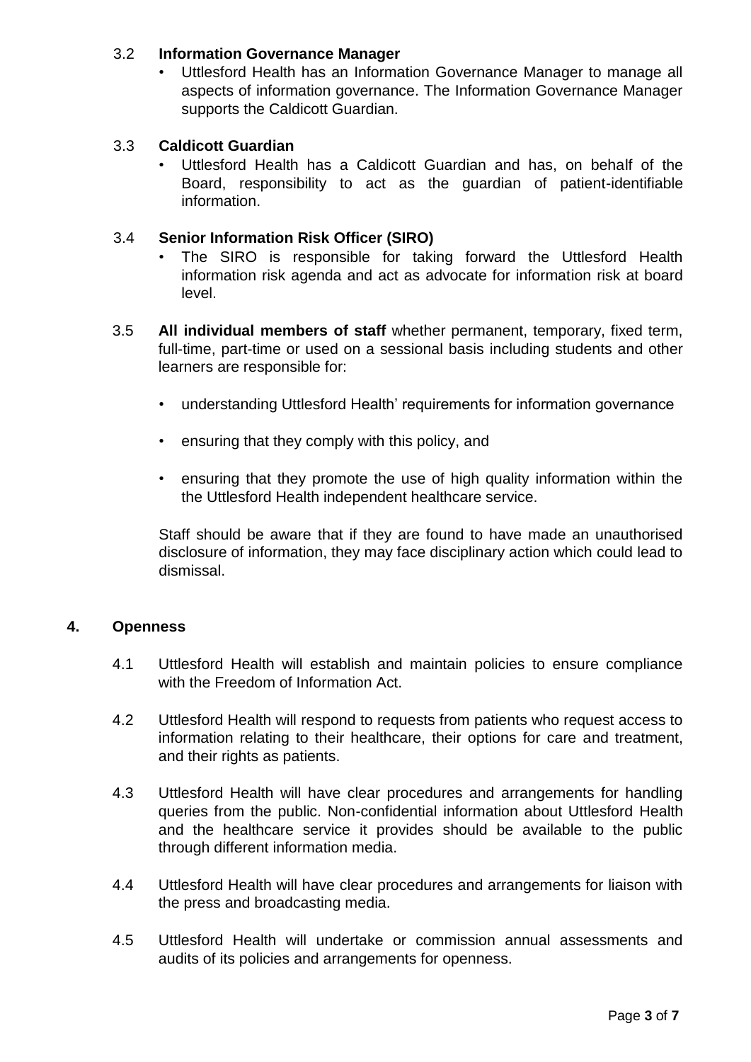3.2 **Information Governance Manager**

- Uttlesford Health has an Information Governance Manager to manage all aspects of information governance. The Information Governance Manager supports the Caldicott Guardian.

3.3 **Caldicott Guardian**

- Uttlesford Health has a Caldicott Guardian and has, on behalf of the Board, responsibility to act as the guardian of patient-identifiable information.

3.4 **Senior Information Risk Officer (SIRO)**

- The SIRO is responsible for taking forward the Uttlesford Health information risk agenda and act as advocate for information risk at board level.

3.5 **All individual members of staff** whether permanent, temporary, fixed term, full-time, part-time or used on a sessional basis including students and other learners are responsible for:

- understanding Uttlesford Health' requirements for information governance
- ensuring that they comply with this policy, and
- ensuring that they promote the use of high quality information within the the Uttlesford Health independent healthcare service.

Staff should be aware that if they are found to have made an unauthorised disclosure of information, they may face disciplinary action which could lead to dismissal.

## 4. Openness

4.1 Uttlesford Health will establish and maintain policies to ensure compliance with the Freedom of Information Act.

4.2 Uttlesford Health will respond to requests from patients who request access to information relating to their healthcare, their options for care and treatment, and their rights as patients.

4.3 Uttlesford Health will have clear procedures and arrangements for handling queries from the public. Non-confidential information about Uttlesford Health and the healthcare service it provides should be available to the public through different information media.

4.4 Uttlesford Health will have clear procedures and arrangements for liaison with the press and broadcasting media.

4.5 Uttlesford Health will undertake or commission annual assessments and audits of its policies and arrangements for openness.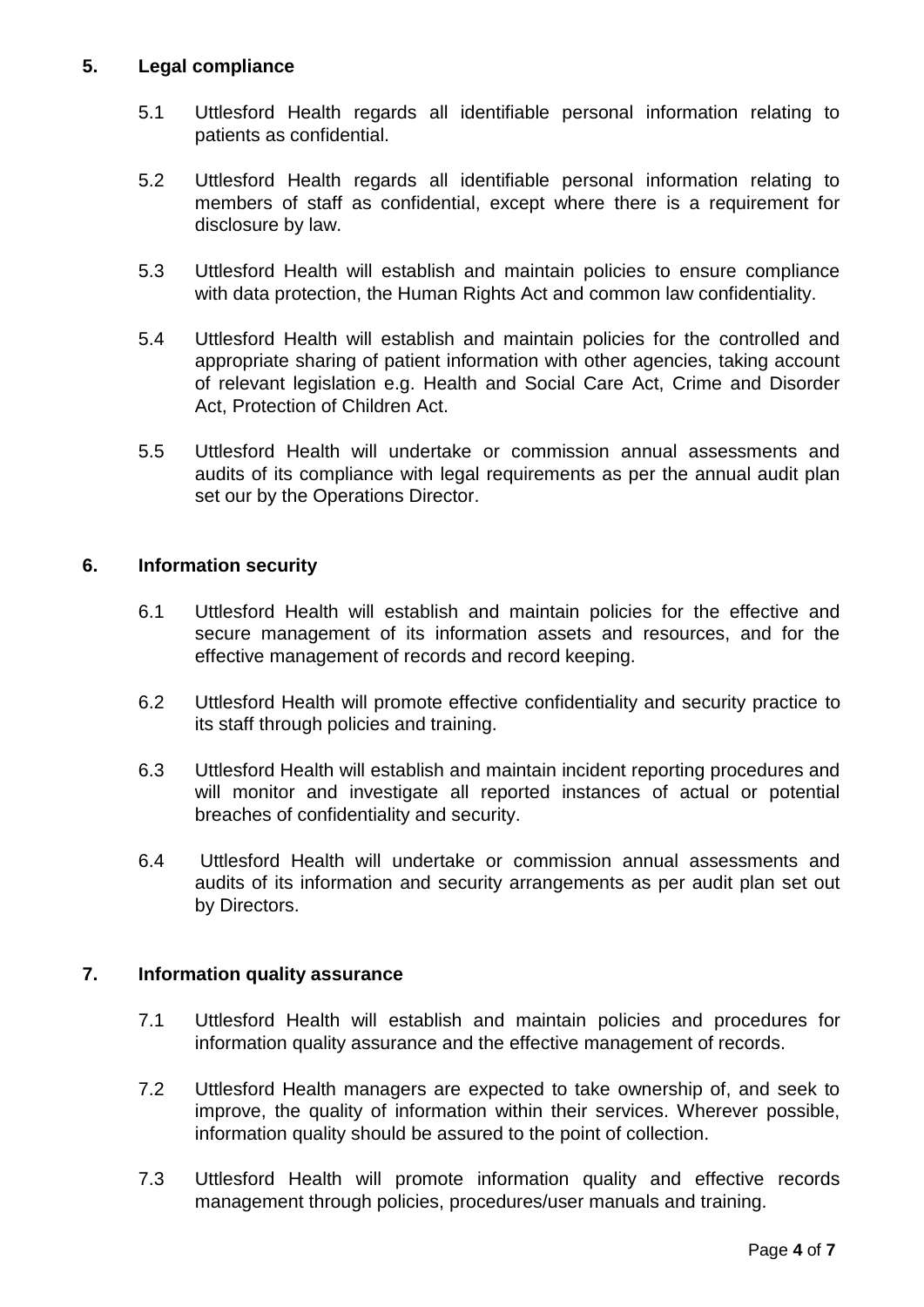## 5. Legal compliance

5.1 Uttlesford Health regards all identifiable personal information relating to patients as confidential.

5.2 Uttlesford Health regards all identifiable personal information relating to members of staff as confidential, except where there is a requirement for disclosure by law.

5.3 Uttlesford Health will establish and maintain policies to ensure compliance with data protection, the Human Rights Act and common law confidentiality.

5.4 Uttlesford Health will establish and maintain policies for the controlled and appropriate sharing of patient information with other agencies, taking account of relevant legislation e.g. Health and Social Care Act, Crime and Disorder Act, Protection of Children Act.

5.5 Uttlesford Health will undertake or commission annual assessments and audits of its compliance with legal requirements as per the annual audit plan set our by the Operations Director.

## 6. Information security

6.1 Uttlesford Health will establish and maintain policies for the effective and secure management of its information assets and resources, and for the effective management of records and record keeping.

6.2 Uttlesford Health will promote effective confidentiality and security practice to its staff through policies and training.

6.3 Uttlesford Health will establish and maintain incident reporting procedures and will monitor and investigate all reported instances of actual or potential breaches of confidentiality and security.

6.4 Uttlesford Health will undertake or commission annual assessments and audits of its information and security arrangements as per audit plan set out by Directors.

## 7. Information quality assurance

7.1 Uttlesford Health will establish and maintain policies and procedures for information quality assurance and the effective management of records.

7.2 Uttlesford Health managers are expected to take ownership of, and seek to improve, the quality of information within their services. Wherever possible, information quality should be assured to the point of collection.

7.3 Uttlesford Health will promote information quality and effective records management through policies, procedures/user manuals and training.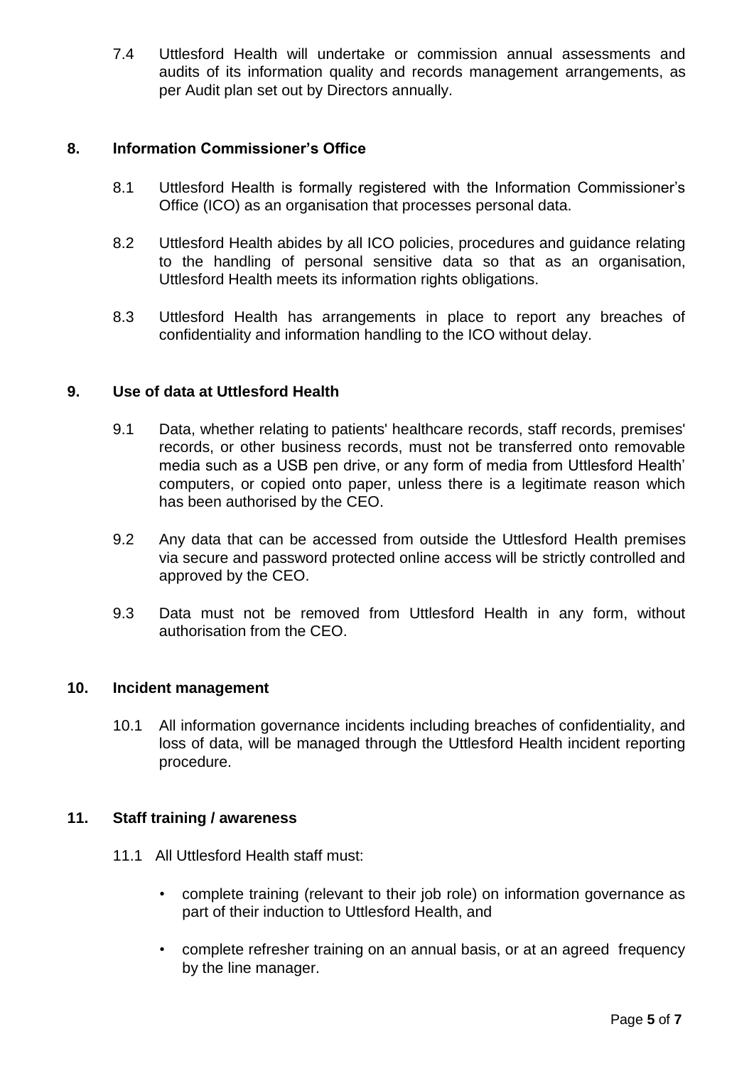7.4 Uttlesford Health will undertake or commission annual assessments and audits of its information quality and records management arrangements, as per Audit plan set out by Directors annually.

## 8. Information Commissioner's Office

8.1 Uttlesford Health is formally registered with the Information Commissioner's Office (ICO) as an organisation that processes personal data.

8.2 Uttlesford Health abides by all ICO policies, procedures and guidance relating to the handling of personal sensitive data so that as an organisation, Uttlesford Health meets its information rights obligations.

8.3 Uttlesford Health has arrangements in place to report any breaches of confidentiality and information handling to the ICO without delay.

## 9. Use of data at Uttlesford Health

9.1 Data, whether relating to patients' healthcare records, staff records, premises' records, or other business records, must not be transferred onto removable media such as a USB pen drive, or any form of media from Uttlesford Health' computers, or copied onto paper, unless there is a legitimate reason which has been authorised by the CEO.

9.2 Any data that can be accessed from outside the Uttlesford Health premises via secure and password protected online access will be strictly controlled and approved by the CEO.

9.3 Data must not be removed from Uttlesford Health in any form, without authorisation from the CEO.

## 10. Incident management

10.1 All information governance incidents including breaches of confidentiality, and loss of data, will be managed through the Uttlesford Health incident reporting procedure.

## 11. Staff training / awareness

11.1 All Uttlesford Health staff must:

- complete training (relevant to their job role) on information governance as part of their induction to Uttlesford Health, and
- complete refresher training on an annual basis, or at an agreed frequency by the line manager.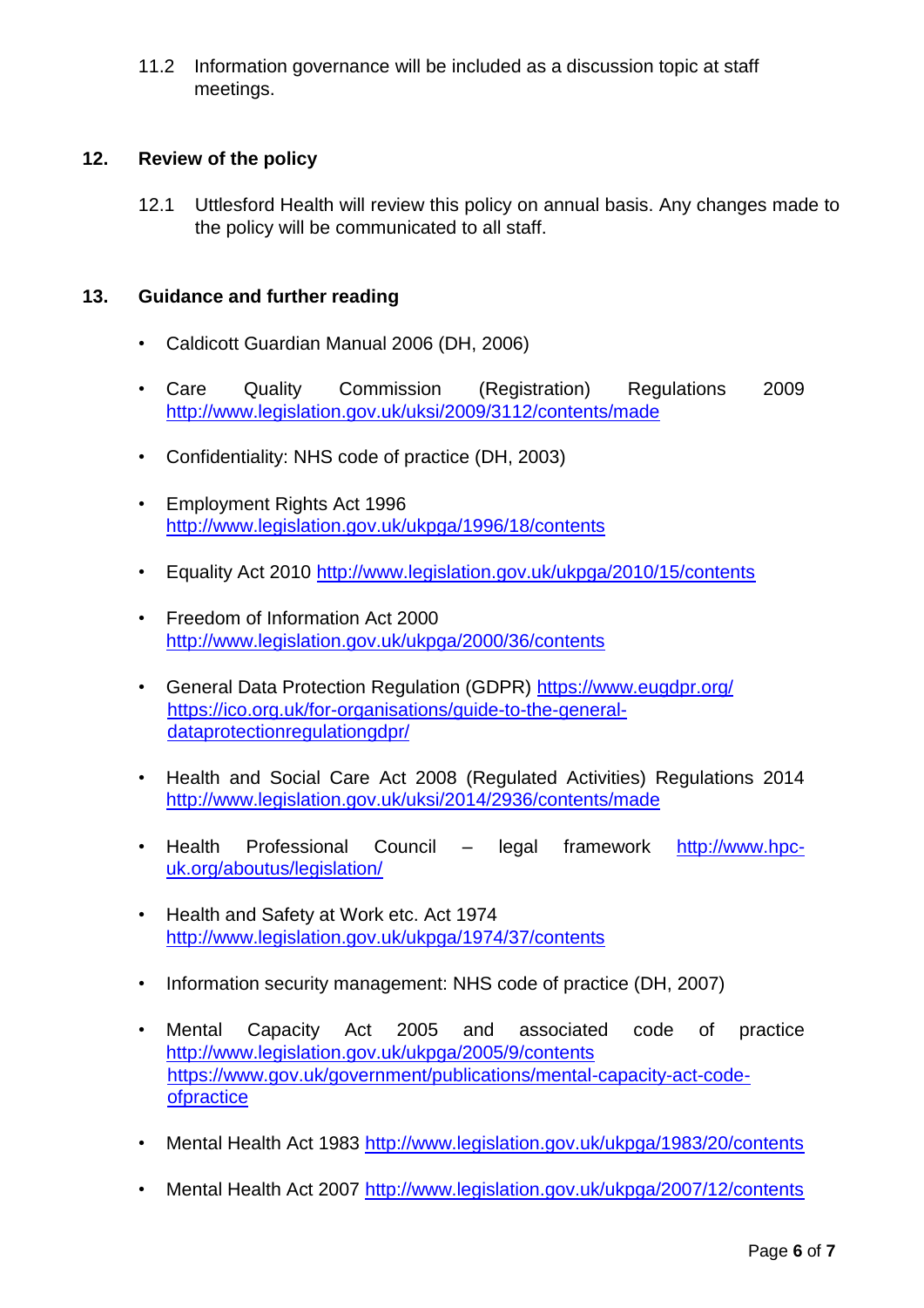11.2 Information governance will be included as a discussion topic at staff meetings.

## 12. Review of the policy

12.1 Uttlesford Health will review this policy on annual basis. Any changes made to the policy will be communicated to all staff.

## 13. Guidance and further reading

- Caldicott Guardian Manual 2006 (DH, 2006)
- Care Quality Commission (Registration) Regulations 2009 http://www.legislation.gov.uk/uksi/2009/3112/contents/made
- Confidentiality: NHS code of practice (DH, 2003)
- Employment Rights Act 1996 http://www.legislation.gov.uk/ukpga/1996/18/contents
- Equality Act 2010 http://www.legislation.gov.uk/ukpga/2010/15/contents
- Freedom of Information Act 2000 http://www.legislation.gov.uk/ukpga/2000/36/contents
- General Data Protection Regulation (GDPR) https://www.eugdpr.org/ https://ico.org.uk/for-organisations/guide-to-the-general-dataprotectionregulationgdpr/
- Health and Social Care Act 2008 (Regulated Activities) Regulations 2014 http://www.legislation.gov.uk/uksi/2014/2936/contents/made
- Health Professional Council – legal framework http://www.hpc-uk.org/aboutus/legislation/
- Health and Safety at Work etc. Act 1974 http://www.legislation.gov.uk/ukpga/1974/37/contents
- Information security management: NHS code of practice (DH, 2007)
- Mental Capacity Act 2005 and associated code of practice http://www.legislation.gov.uk/ukpga/2005/9/contents https://www.gov.uk/government/publications/mental-capacity-act-code-ofpractice
- Mental Health Act 1983 http://www.legislation.gov.uk/ukpga/1983/20/contents
- Mental Health Act 2007 http://www.legislation.gov.uk/ukpga/2007/12/contents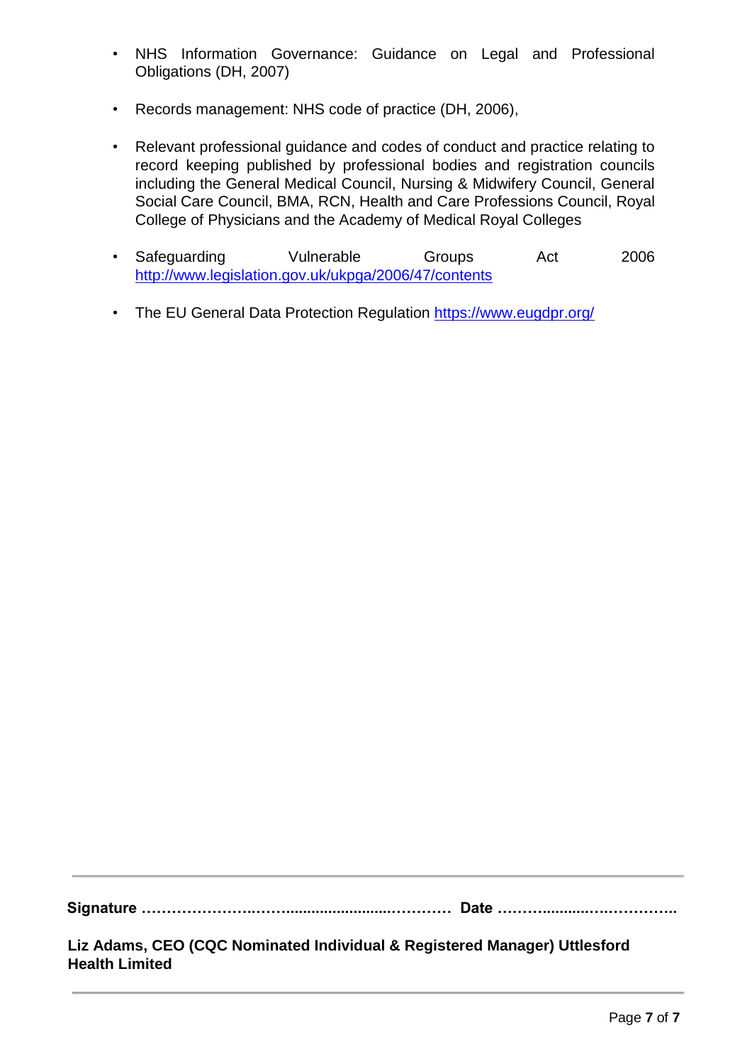- NHS Information Governance: Guidance on Legal and Professional Obligations (DH, 2007)

- Records management: NHS code of practice (DH, 2006),

- Relevant professional guidance and codes of conduct and practice relating to record keeping published by professional bodies and registration councils including the General Medical Council, Nursing & Midwifery Council, General Social Care Council, BMA, RCN, Health and Care Professions Council, Royal College of Physicians and the Academy of Medical Royal Colleges

- Safeguarding Vulnerable Groups Act 2006 http://www.legislation.gov.uk/ukpga/2006/47/contents

- The EU General Data Protection Regulation https://www.eugdpr.org/

---

**Signature …………………………………………………………… Date ………………………………..**

**Liz Adams, CEO (CQC Nominated Individual & Registered Manager) Uttlesford Health Limited**

---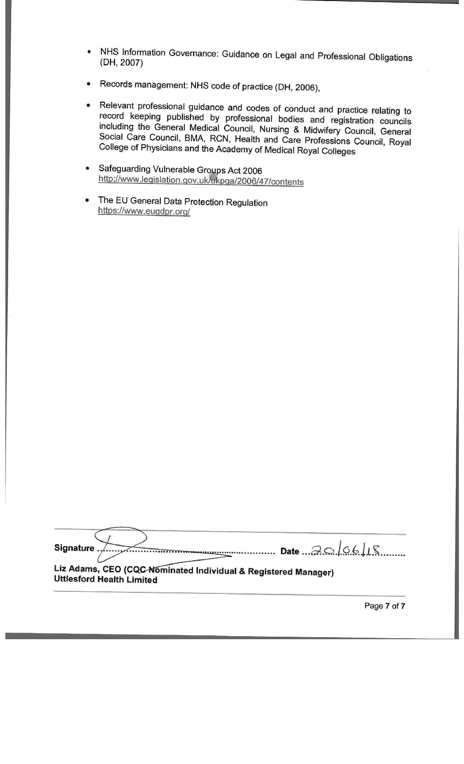- NHS Information Governance: Guidance on Legal and Professional Obligations (DH, 2007)

- Records management: NHS code of practice (DH, 2006),

- Relevant professional guidance and codes of conduct and practice relating to record keeping published by professional bodies and registration councils including the General Medical Council, Nursing & Midwifery Council, General Social Care Council, BMA, RCN, Health and Care Professions Council, Royal College of Physicians and the Academy of Medical Royal Colleges

- Safeguarding Vulnerable Groups Act 2006
  http://www.legislation.gov.uk/ukpga/2006/47/contents

- The EU General Data Protection Regulation
  https://www.eugdpr.org/

**Signature** ........................................................ **Date** ...20/06/18.........

**Liz Adams, CEO (CQC Nominated Individual & Registered Manager)**
**Uttlesford Health Limited**